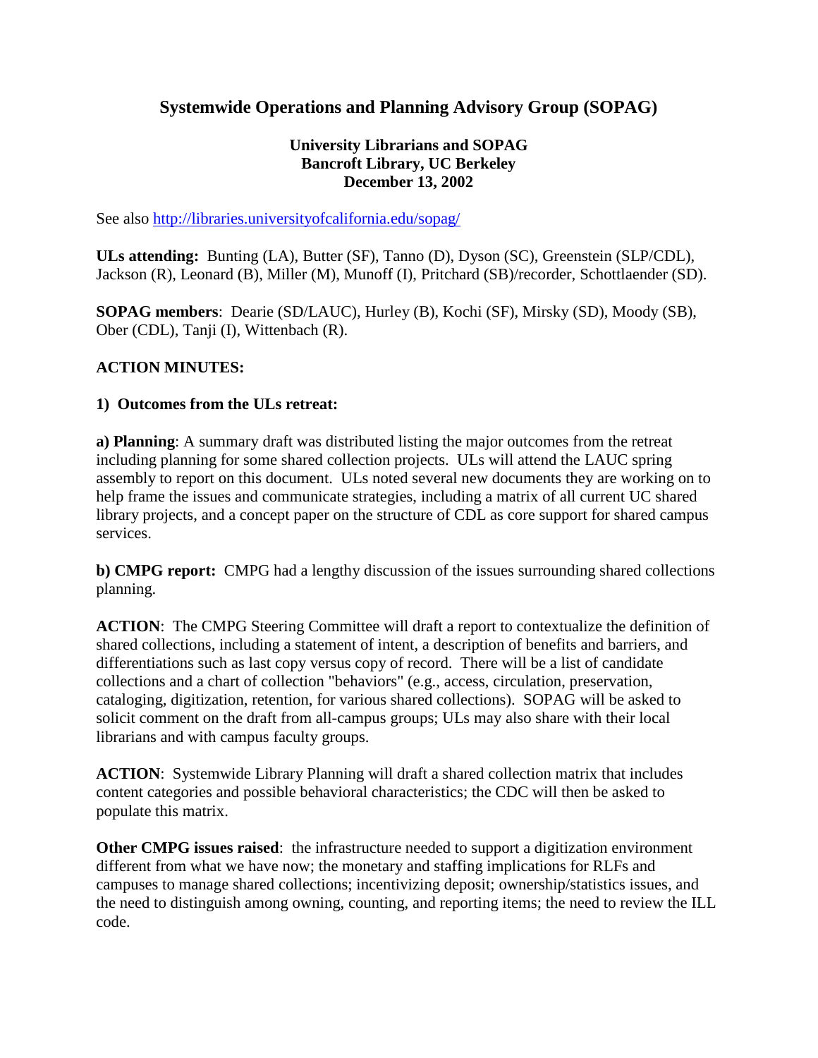# Systemwide Operations and Planning Advisory Group (SOPAG)

**University Librarians and SOPAG**
**Bancroft Library, UC Berkeley**
**December 13, 2002**

See also http://libraries.universityofcalifornia.edu/sopag/

**ULs attending:** Bunting (LA), Butter (SF), Tanno (D), Dyson (SC), Greenstein (SLP/CDL), Jackson (R), Leonard (B), Miller (M), Munoff (I), Pritchard (SB)/recorder, Schottlaender (SD).

**SOPAG members**: Dearie (SD/LAUC), Hurley (B), Kochi (SF), Mirsky (SD), Moody (SB), Ober (CDL), Tanji (I), Wittenbach (R).

**ACTION MINUTES:**

**1) Outcomes from the ULs retreat:**

**a) Planning**: A summary draft was distributed listing the major outcomes from the retreat including planning for some shared collection projects. ULs will attend the LAUC spring assembly to report on this document. ULs noted several new documents they are working on to help frame the issues and communicate strategies, including a matrix of all current UC shared library projects, and a concept paper on the structure of CDL as core support for shared campus services.

**b) CMPG report:** CMPG had a lengthy discussion of the issues surrounding shared collections planning.

**ACTION**: The CMPG Steering Committee will draft a report to contextualize the definition of shared collections, including a statement of intent, a description of benefits and barriers, and differentiations such as last copy versus copy of record. There will be a list of candidate collections and a chart of collection "behaviors" (e.g., access, circulation, preservation, cataloging, digitization, retention, for various shared collections). SOPAG will be asked to solicit comment on the draft from all-campus groups; ULs may also share with their local librarians and with campus faculty groups.

**ACTION**: Systemwide Library Planning will draft a shared collection matrix that includes content categories and possible behavioral characteristics; the CDC will then be asked to populate this matrix.

**Other CMPG issues raised**: the infrastructure needed to support a digitization environment different from what we have now; the monetary and staffing implications for RLFs and campuses to manage shared collections; incentivizing deposit; ownership/statistics issues, and the need to distinguish among owning, counting, and reporting items; the need to review the ILL code.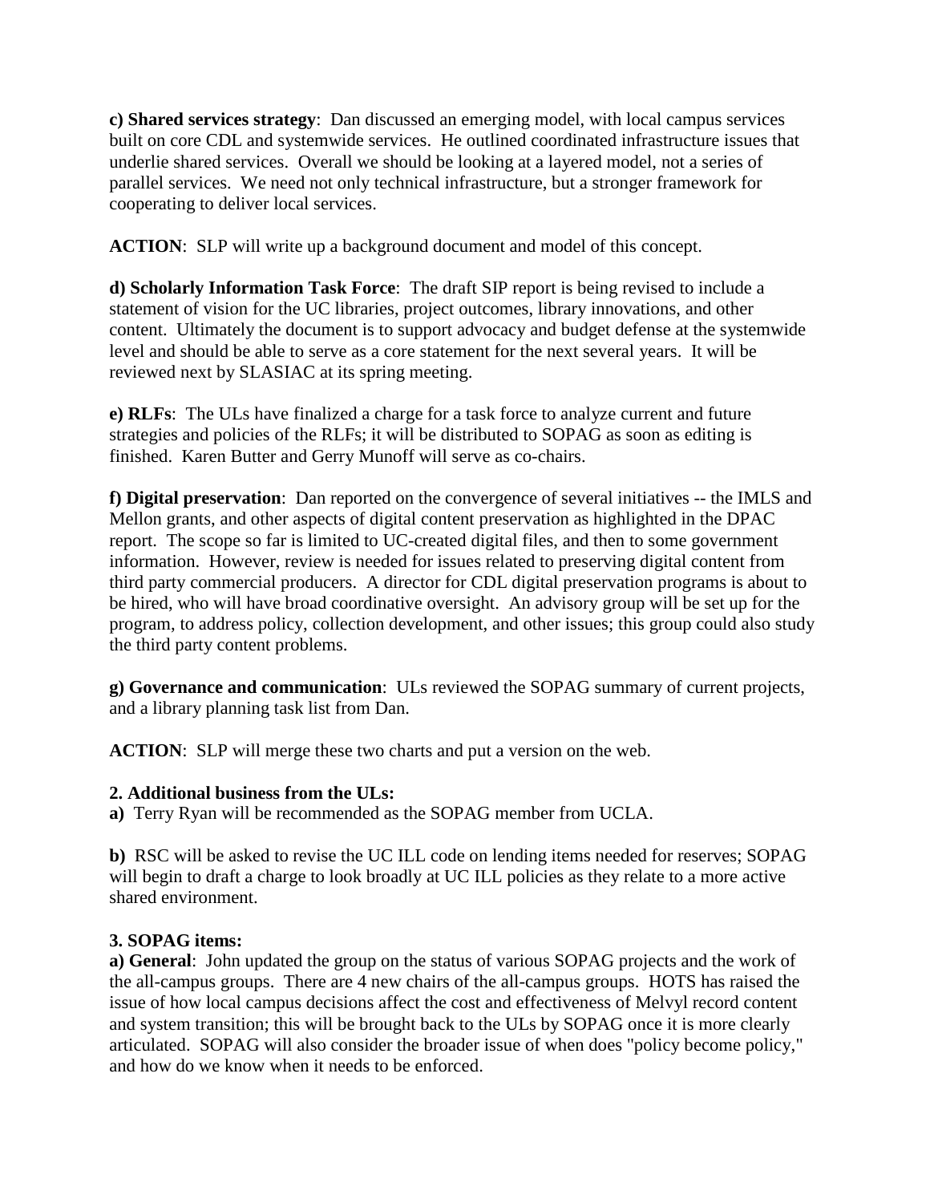**c) Shared services strategy**: Dan discussed an emerging model, with local campus services built on core CDL and systemwide services. He outlined coordinated infrastructure issues that underlie shared services. Overall we should be looking at a layered model, not a series of parallel services. We need not only technical infrastructure, but a stronger framework for cooperating to deliver local services.

**ACTION**: SLP will write up a background document and model of this concept.

**d) Scholarly Information Task Force**: The draft SIP report is being revised to include a statement of vision for the UC libraries, project outcomes, library innovations, and other content. Ultimately the document is to support advocacy and budget defense at the systemwide level and should be able to serve as a core statement for the next several years. It will be reviewed next by SLASIAC at its spring meeting.

**e) RLFs**: The ULs have finalized a charge for a task force to analyze current and future strategies and policies of the RLFs; it will be distributed to SOPAG as soon as editing is finished. Karen Butter and Gerry Munoff will serve as co-chairs.

**f) Digital preservation**: Dan reported on the convergence of several initiatives -- the IMLS and Mellon grants, and other aspects of digital content preservation as highlighted in the DPAC report. The scope so far is limited to UC-created digital files, and then to some government information. However, review is needed for issues related to preserving digital content from third party commercial producers. A director for CDL digital preservation programs is about to be hired, who will have broad coordinative oversight. An advisory group will be set up for the program, to address policy, collection development, and other issues; this group could also study the third party content problems.

**g) Governance and communication**: ULs reviewed the SOPAG summary of current projects, and a library planning task list from Dan.

**ACTION**: SLP will merge these two charts and put a version on the web.

### 2. Additional business from the ULs:

**a)** Terry Ryan will be recommended as the SOPAG member from UCLA.

**b)** RSC will be asked to revise the UC ILL code on lending items needed for reserves; SOPAG will begin to draft a charge to look broadly at UC ILL policies as they relate to a more active shared environment.

### 3. SOPAG items:

**a) General**: John updated the group on the status of various SOPAG projects and the work of the all-campus groups. There are 4 new chairs of the all-campus groups. HOTS has raised the issue of how local campus decisions affect the cost and effectiveness of Melvyl record content and system transition; this will be brought back to the ULs by SOPAG once it is more clearly articulated. SOPAG will also consider the broader issue of when does "policy become policy," and how do we know when it needs to be enforced.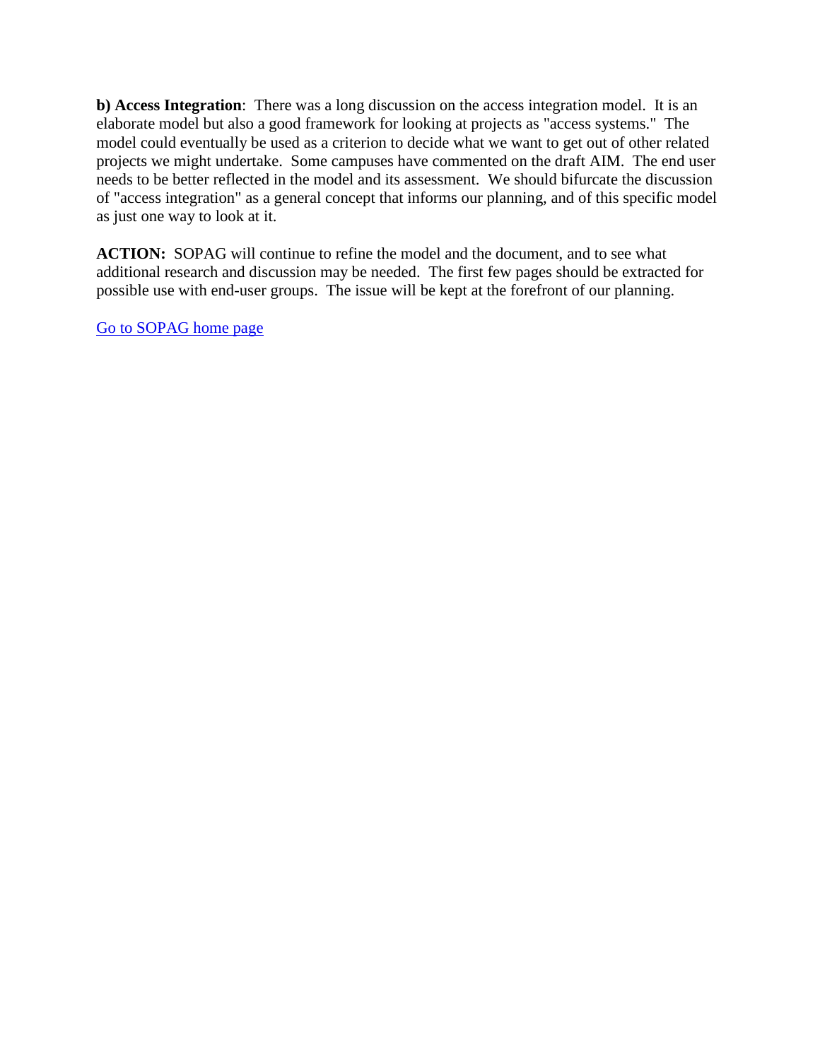**b) Access Integration**: There was a long discussion on the access integration model. It is an elaborate model but also a good framework for looking at projects as "access systems." The model could eventually be used as a criterion to decide what we want to get out of other related projects we might undertake. Some campuses have commented on the draft AIM. The end user needs to be better reflected in the model and its assessment. We should bifurcate the discussion of "access integration" as a general concept that informs our planning, and of this specific model as just one way to look at it.

**ACTION:** SOPAG will continue to refine the model and the document, and to see what additional research and discussion may be needed. The first few pages should be extracted for possible use with end-user groups. The issue will be kept at the forefront of our planning.

Go to SOPAG home page